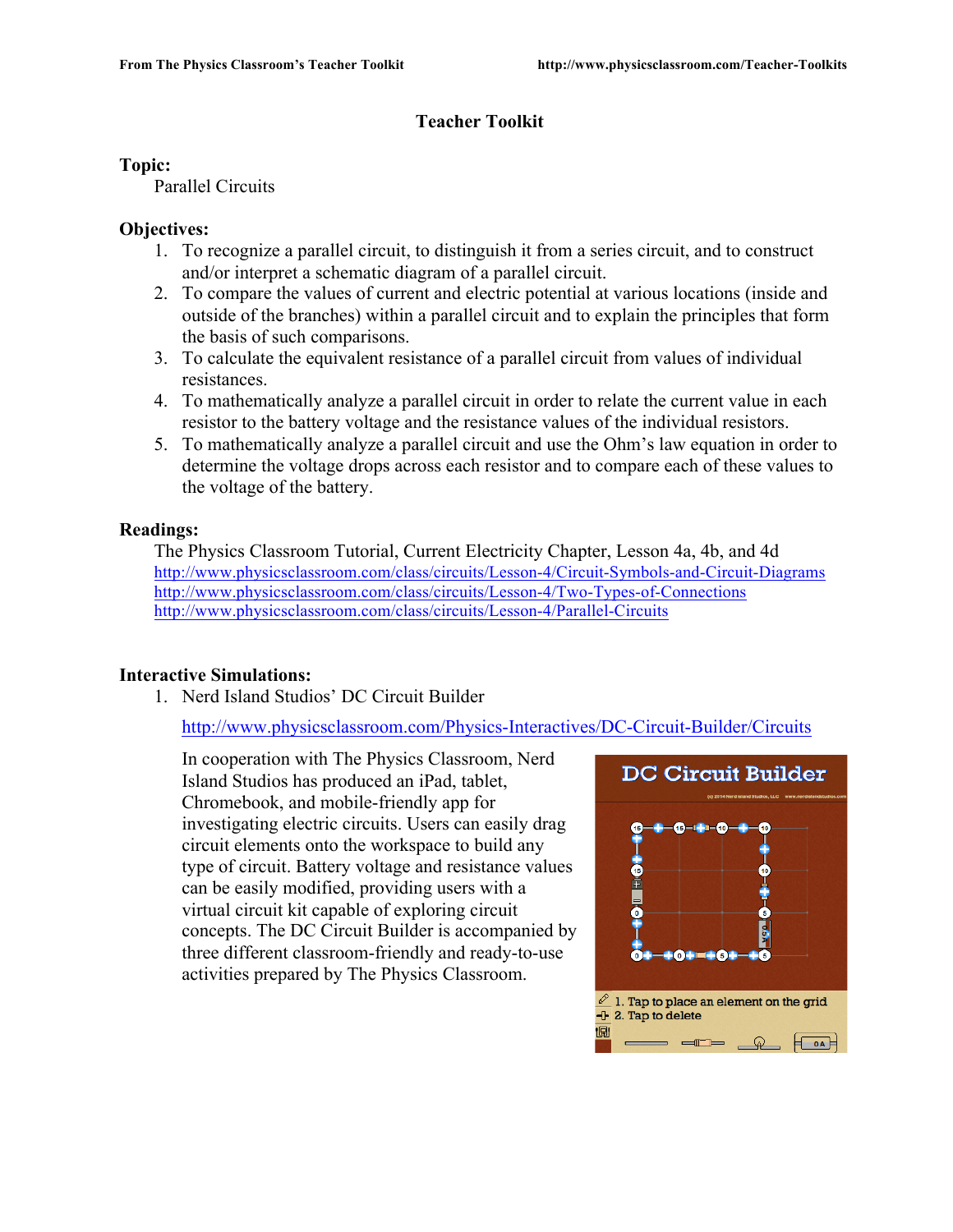# Teacher Toolkit

**Topic:**

Parallel Circuits

**Objectives:**

1. To recognize a parallel circuit, to distinguish it from a series circuit, and to construct and/or interpret a schematic diagram of a parallel circuit.
2. To compare the values of current and electric potential at various locations (inside and outside of the branches) within a parallel circuit and to explain the principles that form the basis of such comparisons.
3. To calculate the equivalent resistance of a parallel circuit from values of individual resistances.
4. To mathematically analyze a parallel circuit in order to relate the current value in each resistor to the battery voltage and the resistance values of the individual resistors.
5. To mathematically analyze a parallel circuit and use the Ohm's law equation in order to determine the voltage drops across each resistor and to compare each of these values to the voltage of the battery.

**Readings:**

The Physics Classroom Tutorial, Current Electricity Chapter, Lesson 4a, 4b, and 4d
http://www.physicsclassroom.com/class/circuits/Lesson-4/Circuit-Symbols-and-Circuit-Diagrams
http://www.physicsclassroom.com/class/circuits/Lesson-4/Two-Types-of-Connections
http://www.physicsclassroom.com/class/circuits/Lesson-4/Parallel-Circuits

**Interactive Simulations:**

1. Nerd Island Studios' DC Circuit Builder

   http://www.physicsclassroom.com/Physics-Interactives/DC-Circuit-Builder/Circuits

   In cooperation with The Physics Classroom, Nerd Island Studios has produced an iPad, tablet, Chromebook, and mobile-friendly app for investigating electric circuits. Users can easily drag circuit elements onto the workspace to build any type of circuit. Battery voltage and resistance values can be easily modified, providing users with a virtual circuit kit capable of exploring circuit concepts. The DC Circuit Builder is accompanied by three different classroom-friendly and ready-to-use activities prepared by The Physics Classroom.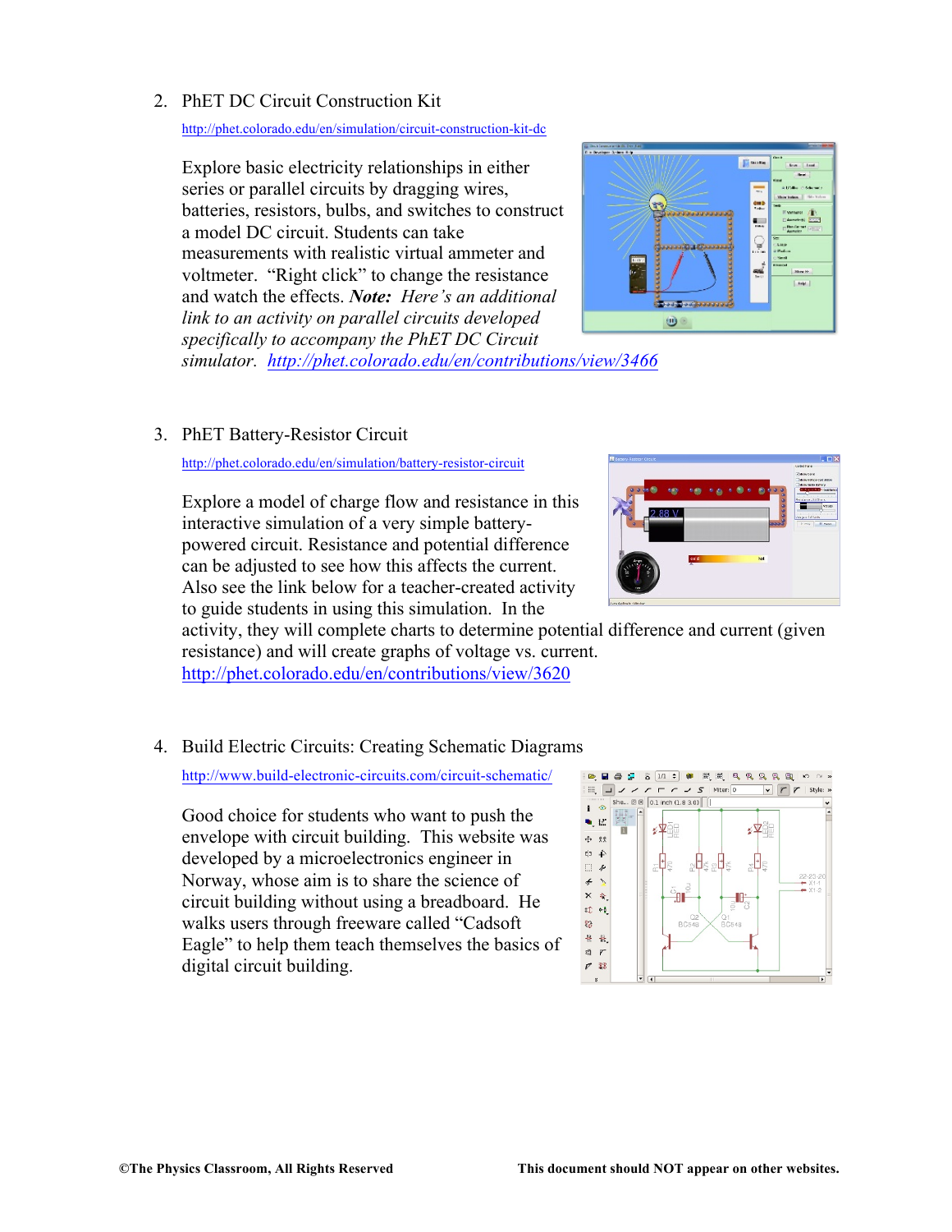2. PhET DC Circuit Construction Kit

   http://phet.colorado.edu/en/simulation/circuit-construction-kit-dc

   Explore basic electricity relationships in either series or parallel circuits by dragging wires, batteries, resistors, bulbs, and switches to construct a model DC circuit. Students can take measurements with realistic virtual ammeter and voltmeter. "Right click" to change the resistance and watch the effects. ***Note:*** *Here's an additional link to an activity on parallel circuits developed specifically to accompany the PhET DC Circuit simulator.* *http://phet.colorado.edu/en/contributions/view/3466*

3. PhET Battery-Resistor Circuit

   http://phet.colorado.edu/en/simulation/battery-resistor-circuit

   Explore a model of charge flow and resistance in this interactive simulation of a very simple battery-powered circuit. Resistance and potential difference can be adjusted to see how this affects the current. Also see the link below for a teacher-created activity to guide students in using this simulation. In the activity, they will complete charts to determine potential difference and current (given resistance) and will create graphs of voltage vs. current. http://phet.colorado.edu/en/contributions/view/3620

4. Build Electric Circuits: Creating Schematic Diagrams

   http://www.build-electronic-circuits.com/circuit-schematic/

   Good choice for students who want to push the envelope with circuit building. This website was developed by a microelectronics engineer in Norway, whose aim is to share the science of circuit building without using a breadboard. He walks users through freeware called "Cadsoft Eagle" to help them teach themselves the basics of digital circuit building.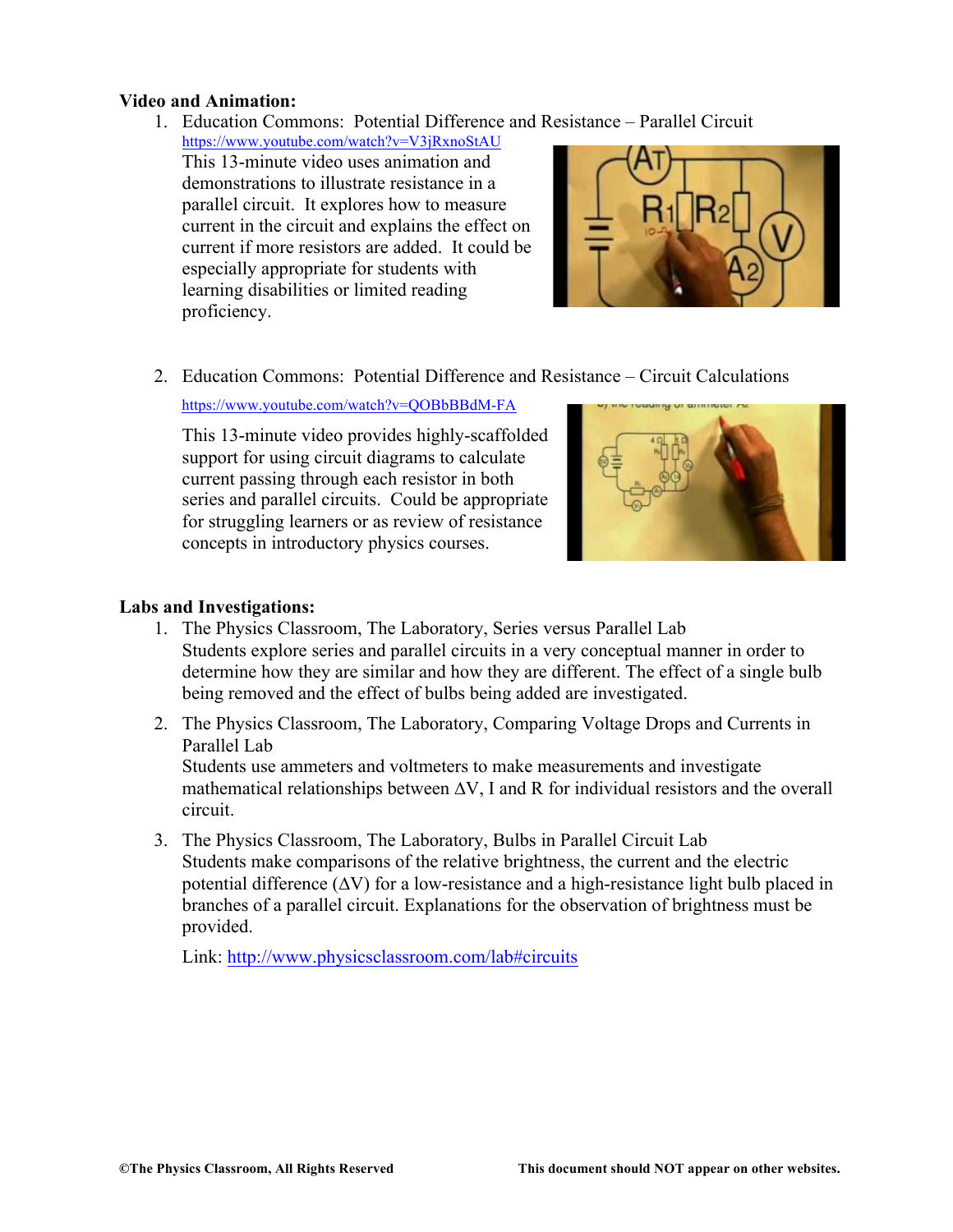**Video and Animation:**

1. Education Commons: Potential Difference and Resistance – Parallel Circuit
   https://www.youtube.com/watch?v=V3jRxnoStAU
   This 13-minute video uses animation and demonstrations to illustrate resistance in a parallel circuit. It explores how to measure current in the circuit and explains the effect on current if more resistors are added. It could be especially appropriate for students with learning disabilities or limited reading proficiency.

2. Education Commons: Potential Difference and Resistance – Circuit Calculations
   https://www.youtube.com/watch?v=QOBbBBdM-FA
   This 13-minute video provides highly-scaffolded support for using circuit diagrams to calculate current passing through each resistor in both series and parallel circuits. Could be appropriate for struggling learners or as review of resistance concepts in introductory physics courses.

**Labs and Investigations:**

1. The Physics Classroom, The Laboratory, Series versus Parallel Lab
   Students explore series and parallel circuits in a very conceptual manner in order to determine how they are similar and how they are different. The effect of a single bulb being removed and the effect of bulbs being added are investigated.

2. The Physics Classroom, The Laboratory, Comparing Voltage Drops and Currents in Parallel Lab
   Students use ammeters and voltmeters to make measurements and investigate mathematical relationships between $\Delta V$, I and R for individual resistors and the overall circuit.

3. The Physics Classroom, The Laboratory, Bulbs in Parallel Circuit Lab
   Students make comparisons of the relative brightness, the current and the electric potential difference ($\Delta V$) for a low-resistance and a high-resistance light bulb placed in branches of a parallel circuit. Explanations for the observation of brightness must be provided.

   Link: http://www.physicsclassroom.com/lab#circuits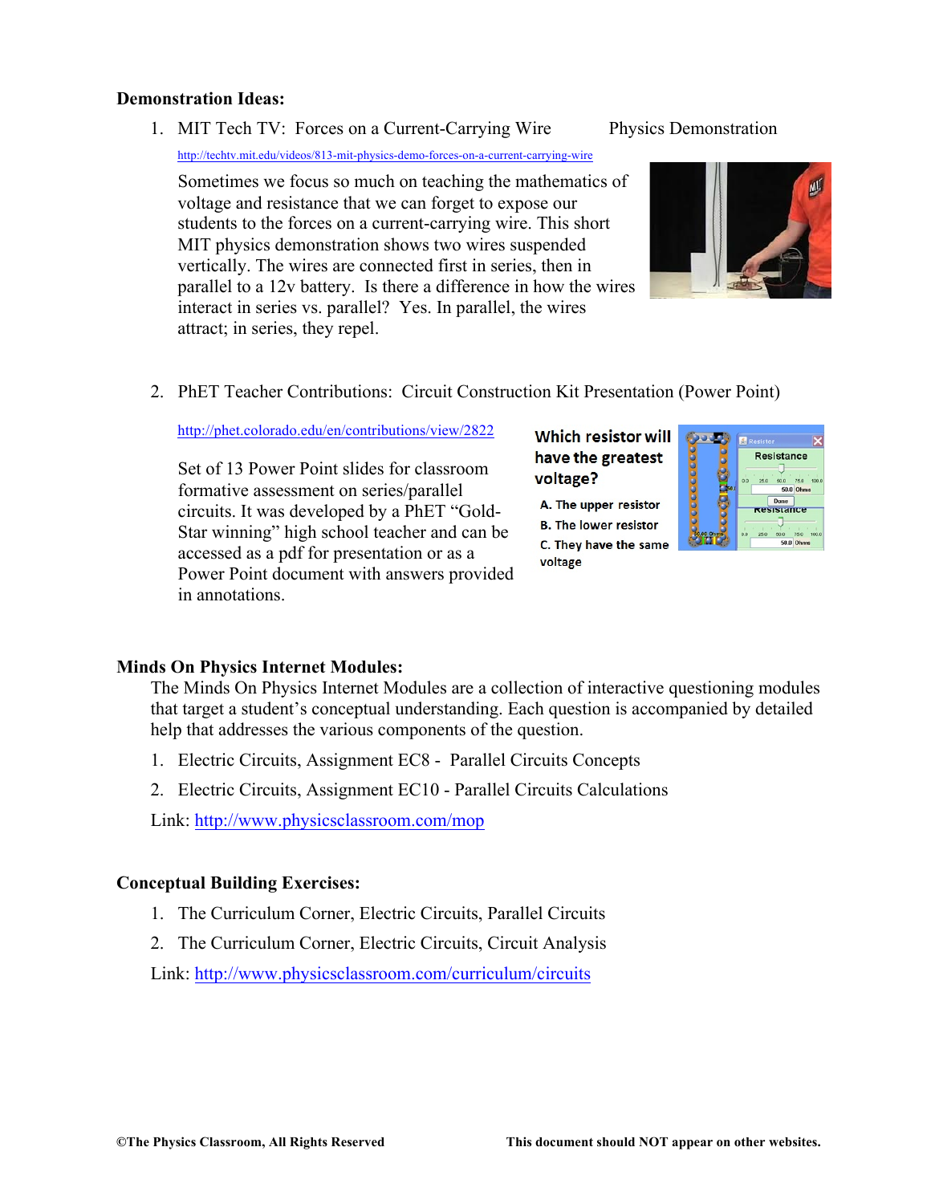**Demonstration Ideas:**

1. MIT Tech TV: Forces on a Current-Carrying Wire Physics Demonstration

   http://techtv.mit.edu/videos/813-mit-physics-demo-forces-on-a-current-carrying-wire

   Sometimes we focus so much on teaching the mathematics of voltage and resistance that we can forget to expose our students to the forces on a current-carrying wire. This short MIT physics demonstration shows two wires suspended vertically. The wires are connected first in series, then in parallel to a 12v battery. Is there a difference in how the wires interact in series vs. parallel? Yes. In parallel, the wires attract; in series, they repel.

2. PhET Teacher Contributions: Circuit Construction Kit Presentation (Power Point)

   http://phet.colorado.edu/en/contributions/view/2822

   Set of 13 Power Point slides for classroom formative assessment on series/parallel circuits. It was developed by a PhET "Gold-Star winning" high school teacher and can be accessed as a pdf for presentation or as a Power Point document with answers provided in annotations.

   **Which resistor will have the greatest voltage?**

   A. The upper resistor
   B. The lower resistor
   C. They have the same voltage

**Minds On Physics Internet Modules:**

The Minds On Physics Internet Modules are a collection of interactive questioning modules that target a student's conceptual understanding. Each question is accompanied by detailed help that addresses the various components of the question.

1. Electric Circuits, Assignment EC8 - Parallel Circuits Concepts
2. Electric Circuits, Assignment EC10 - Parallel Circuits Calculations

Link: http://www.physicsclassroom.com/mop

**Conceptual Building Exercises:**

1. The Curriculum Corner, Electric Circuits, Parallel Circuits
2. The Curriculum Corner, Electric Circuits, Circuit Analysis

Link: http://www.physicsclassroom.com/curriculum/circuits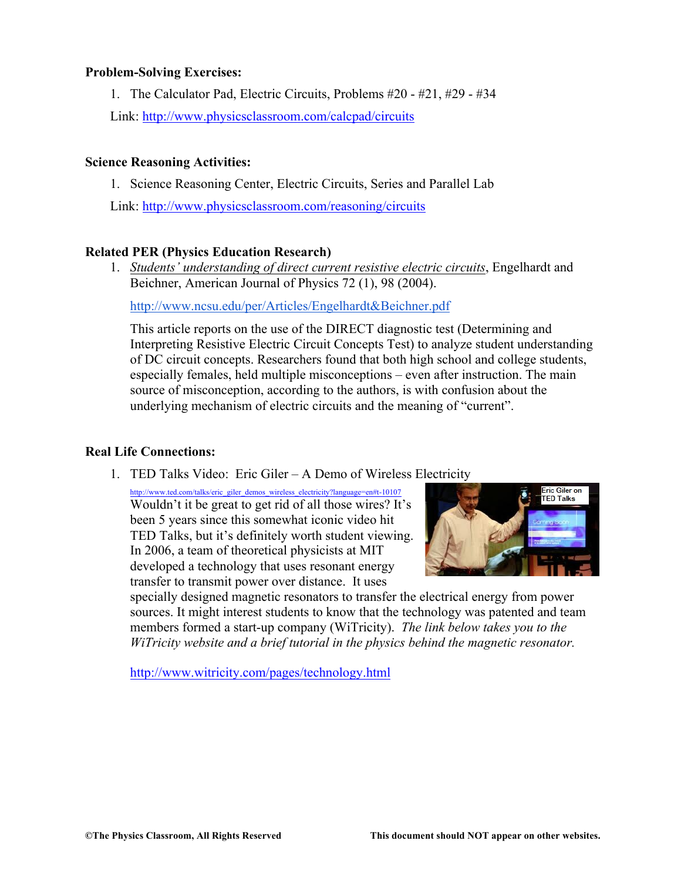**Problem-Solving Exercises:**

1. The Calculator Pad, Electric Circuits, Problems #20 - #21, #29 - #34

Link: http://www.physicsclassroom.com/calcpad/circuits

**Science Reasoning Activities:**

1. Science Reasoning Center, Electric Circuits, Series and Parallel Lab

Link: http://www.physicsclassroom.com/reasoning/circuits

**Related PER (Physics Education Research)**

1. *Students' understanding of direct current resistive electric circuits*, Engelhardt and Beichner, American Journal of Physics 72 (1), 98 (2004).

   http://www.ncsu.edu/per/Articles/Engelhardt&Beichner.pdf

   This article reports on the use of the DIRECT diagnostic test (Determining and Interpreting Resistive Electric Circuit Concepts Test) to analyze student understanding of DC circuit concepts. Researchers found that both high school and college students, especially females, held multiple misconceptions – even after instruction. The main source of misconception, according to the authors, is with confusion about the underlying mechanism of electric circuits and the meaning of "current".

**Real Life Connections:**

1. TED Talks Video: Eric Giler – A Demo of Wireless Electricity

   http://www.ted.com/talks/eric_giler_demos_wireless_electricity?language=en#t-10107

   Eric Giler on TED Talks

   Wouldn't it be great to get rid of all those wires? It's been 5 years since this somewhat iconic video hit TED Talks, but it's definitely worth student viewing. In 2006, a team of theoretical physicists at MIT developed a technology that uses resonant energy transfer to transmit power over distance. It uses specially designed magnetic resonators to transfer the electrical energy from power sources. It might interest students to know that the technology was patented and team members formed a start-up company (WiTricity). *The link below takes you to the WiTricity website and a brief tutorial in the physics behind the magnetic resonator.*

   http://www.witricity.com/pages/technology.html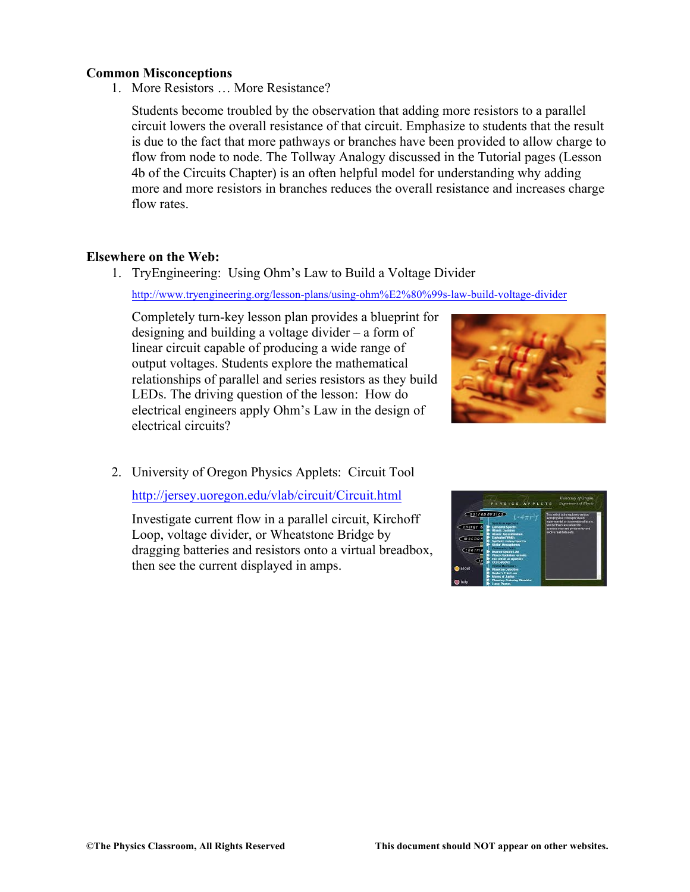**Common Misconceptions**

1. More Resistors … More Resistance?

   Students become troubled by the observation that adding more resistors to a parallel circuit lowers the overall resistance of that circuit. Emphasize to students that the result is due to the fact that more pathways or branches have been provided to allow charge to flow from node to node. The Tollway Analogy discussed in the Tutorial pages (Lesson 4b of the Circuits Chapter) is an often helpful model for understanding why adding more and more resistors in branches reduces the overall resistance and increases charge flow rates.

**Elsewhere on the Web:**

1. TryEngineering: Using Ohm's Law to Build a Voltage Divider

   http://www.tryengineering.org/lesson-plans/using-ohm%E2%80%99s-law-build-voltage-divider

   Completely turn-key lesson plan provides a blueprint for designing and building a voltage divider – a form of linear circuit capable of producing a wide range of output voltages. Students explore the mathematical relationships of parallel and series resistors as they build LEDs. The driving question of the lesson: How do electrical engineers apply Ohm's Law in the design of electrical circuits?

2. University of Oregon Physics Applets: Circuit Tool

   http://jersey.uoregon.edu/vlab/circuit/Circuit.html

   Investigate current flow in a parallel circuit, Kirchoff Loop, voltage divider, or Wheatstone Bridge by dragging batteries and resistors onto a virtual breadbox, then see the current displayed in amps.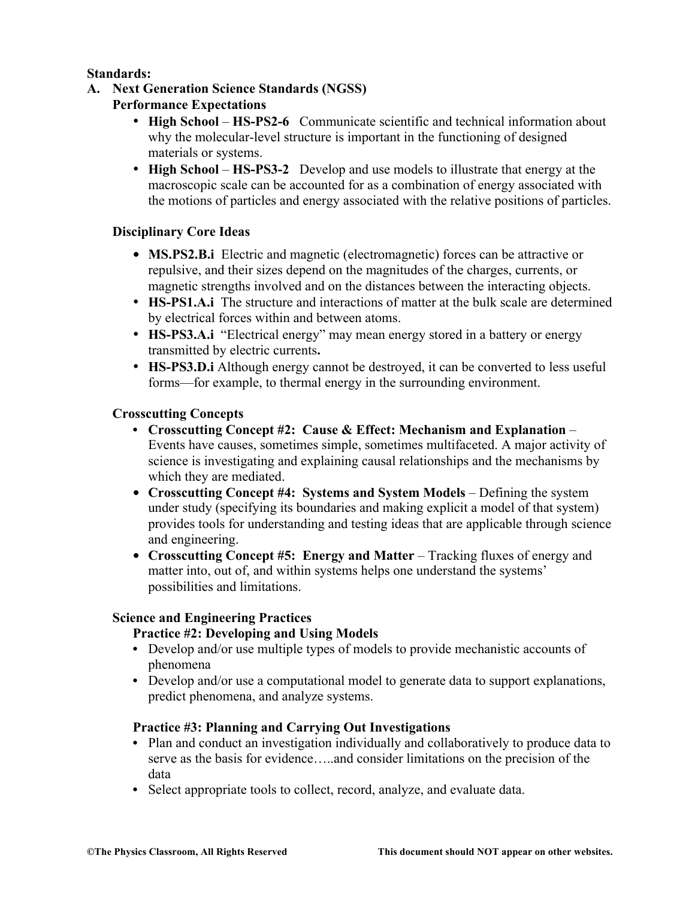**Standards:**

**A. Next Generation Science Standards (NGSS)**

**Performance Expectations**

- **High School** – **HS-PS2-6** Communicate scientific and technical information about why the molecular-level structure is important in the functioning of designed materials or systems.
- **High School** – **HS-PS3-2** Develop and use models to illustrate that energy at the macroscopic scale can be accounted for as a combination of energy associated with the motions of particles and energy associated with the relative positions of particles.

**Disciplinary Core Ideas**

- **MS.PS2.B.i** Electric and magnetic (electromagnetic) forces can be attractive or repulsive, and their sizes depend on the magnitudes of the charges, currents, or magnetic strengths involved and on the distances between the interacting objects.
- **HS-PS1.A.i** The structure and interactions of matter at the bulk scale are determined by electrical forces within and between atoms.
- **HS-PS3.A.i** "Electrical energy" may mean energy stored in a battery or energy transmitted by electric currents**.**
- **HS-PS3.D.i** Although energy cannot be destroyed, it can be converted to less useful forms—for example, to thermal energy in the surrounding environment.

**Crosscutting Concepts**

- **Crosscutting Concept #2: Cause & Effect: Mechanism and Explanation** – Events have causes, sometimes simple, sometimes multifaceted. A major activity of science is investigating and explaining causal relationships and the mechanisms by which they are mediated.
- **Crosscutting Concept #4: Systems and System Models** – Defining the system under study (specifying its boundaries and making explicit a model of that system) provides tools for understanding and testing ideas that are applicable through science and engineering.
- **Crosscutting Concept #5: Energy and Matter** – Tracking fluxes of energy and matter into, out of, and within systems helps one understand the systems' possibilities and limitations.

**Science and Engineering Practices**

**Practice #2: Developing and Using Models**

- Develop and/or use multiple types of models to provide mechanistic accounts of phenomena
- Develop and/or use a computational model to generate data to support explanations, predict phenomena, and analyze systems.

**Practice #3: Planning and Carrying Out Investigations**

- Plan and conduct an investigation individually and collaboratively to produce data to serve as the basis for evidence…..and consider limitations on the precision of the data
- Select appropriate tools to collect, record, analyze, and evaluate data.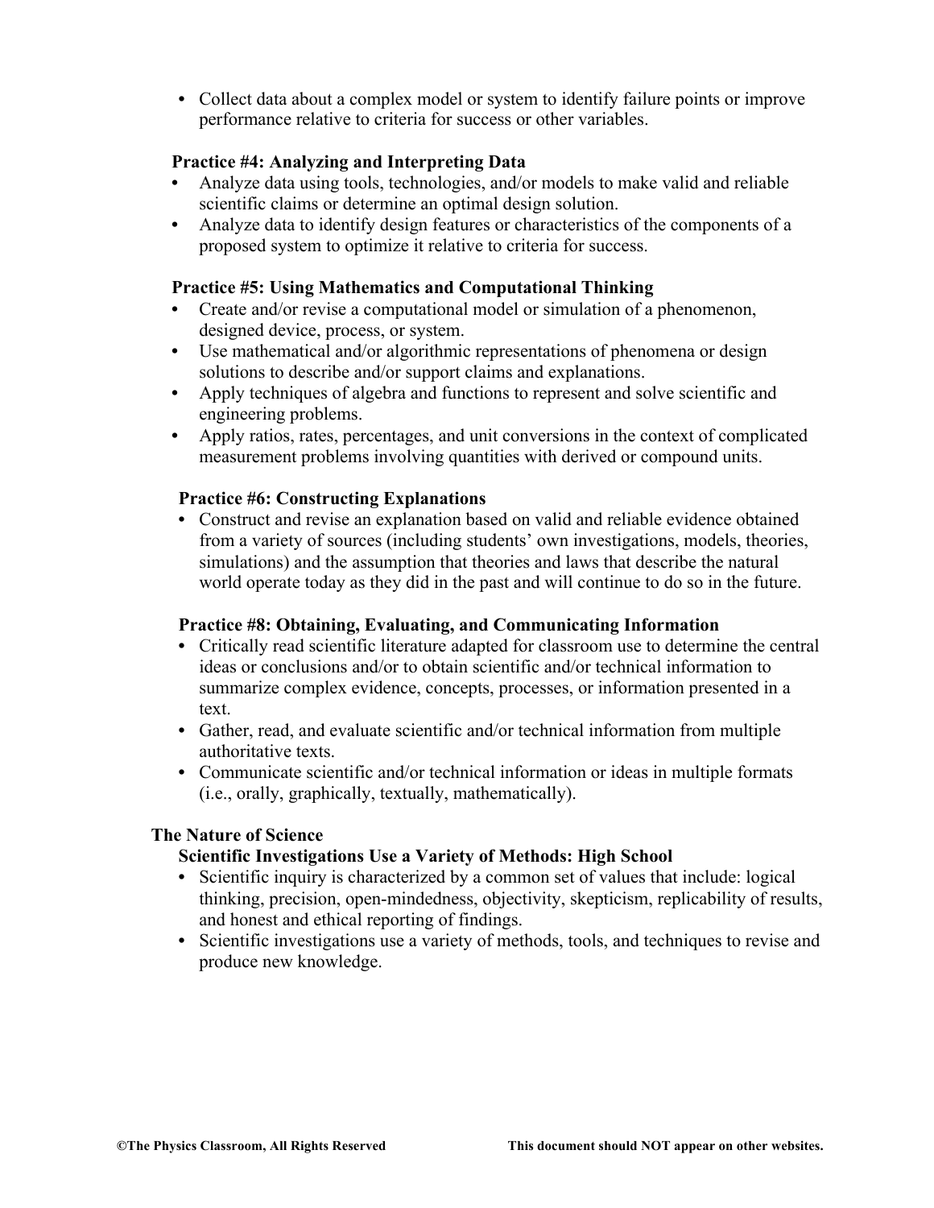- Collect data about a complex model or system to identify failure points or improve performance relative to criteria for success or other variables.

**Practice #4: Analyzing and Interpreting Data**

- Analyze data using tools, technologies, and/or models to make valid and reliable scientific claims or determine an optimal design solution.
- Analyze data to identify design features or characteristics of the components of a proposed system to optimize it relative to criteria for success.

**Practice #5: Using Mathematics and Computational Thinking**

- Create and/or revise a computational model or simulation of a phenomenon, designed device, process, or system.
- Use mathematical and/or algorithmic representations of phenomena or design solutions to describe and/or support claims and explanations.
- Apply techniques of algebra and functions to represent and solve scientific and engineering problems.
- Apply ratios, rates, percentages, and unit conversions in the context of complicated measurement problems involving quantities with derived or compound units.

**Practice #6: Constructing Explanations**

- Construct and revise an explanation based on valid and reliable evidence obtained from a variety of sources (including students' own investigations, models, theories, simulations) and the assumption that theories and laws that describe the natural world operate today as they did in the past and will continue to do so in the future.

**Practice #8: Obtaining, Evaluating, and Communicating Information**

- Critically read scientific literature adapted for classroom use to determine the central ideas or conclusions and/or to obtain scientific and/or technical information to summarize complex evidence, concepts, processes, or information presented in a text.
- Gather, read, and evaluate scientific and/or technical information from multiple authoritative texts.
- Communicate scientific and/or technical information or ideas in multiple formats (i.e., orally, graphically, textually, mathematically).

**The Nature of Science**

**Scientific Investigations Use a Variety of Methods: High School**

- Scientific inquiry is characterized by a common set of values that include: logical thinking, precision, open-mindedness, objectivity, skepticism, replicability of results, and honest and ethical reporting of findings.
- Scientific investigations use a variety of methods, tools, and techniques to revise and produce new knowledge.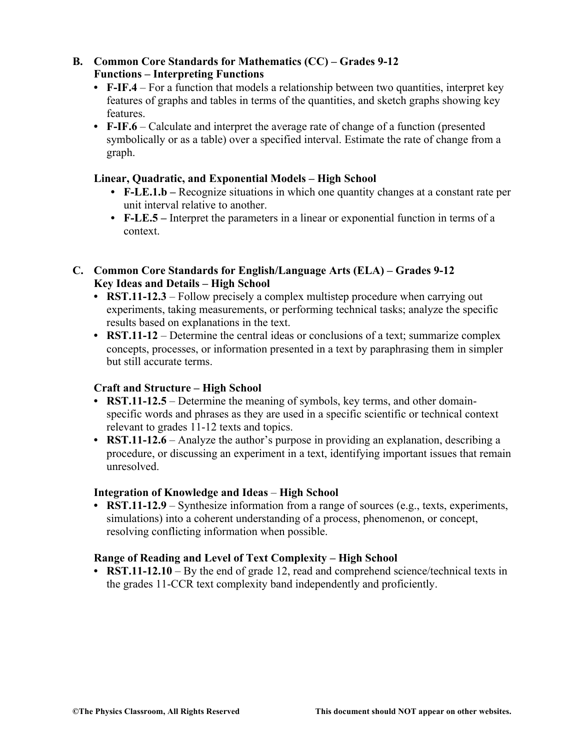## B. Common Core Standards for Mathematics (CC) – Grades 9-12

### Functions – Interpreting Functions

- **F-IF.4** – For a function that models a relationship between two quantities, interpret key features of graphs and tables in terms of the quantities, and sketch graphs showing key features.
- **F-IF.6** – Calculate and interpret the average rate of change of a function (presented symbolically or as a table) over a specified interval. Estimate the rate of change from a graph.

### Linear, Quadratic, and Exponential Models – High School

- **F-LE.1.b –** Recognize situations in which one quantity changes at a constant rate per unit interval relative to another.
- **F-LE.5 –** Interpret the parameters in a linear or exponential function in terms of a context.

## C. Common Core Standards for English/Language Arts (ELA) – Grades 9-12

### Key Ideas and Details – High School

- **RST.11-12.3** – Follow precisely a complex multistep procedure when carrying out experiments, taking measurements, or performing technical tasks; analyze the specific results based on explanations in the text.
- **RST.11-12** – Determine the central ideas or conclusions of a text; summarize complex concepts, processes, or information presented in a text by paraphrasing them in simpler but still accurate terms.

### Craft and Structure – High School

- **RST.11-12.5** – Determine the meaning of symbols, key terms, and other domain-specific words and phrases as they are used in a specific scientific or technical context relevant to grades 11-12 texts and topics.
- **RST.11-12.6** – Analyze the author's purpose in providing an explanation, describing a procedure, or discussing an experiment in a text, identifying important issues that remain unresolved.

### Integration of Knowledge and Ideas – High School

- **RST.11-12.9** – Synthesize information from a range of sources (e.g., texts, experiments, simulations) into a coherent understanding of a process, phenomenon, or concept, resolving conflicting information when possible.

### Range of Reading and Level of Text Complexity – High School

- **RST.11-12.10** – By the end of grade 12, read and comprehend science/technical texts in the grades 11-CCR text complexity band independently and proficiently.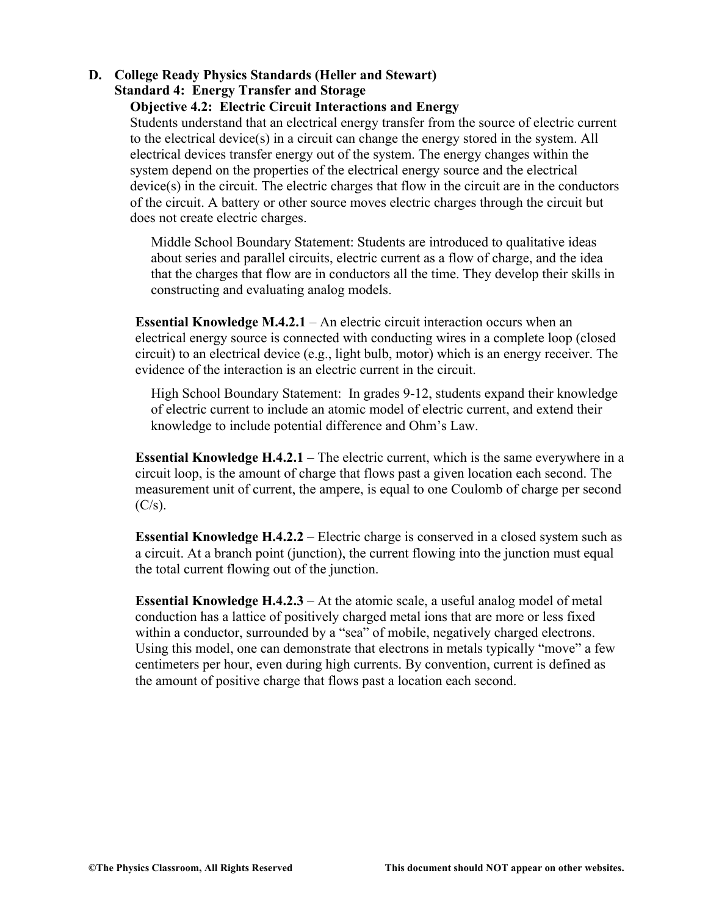**D. College Ready Physics Standards (Heller and Stewart)**
**Standard 4: Energy Transfer and Storage**
**Objective 4.2: Electric Circuit Interactions and Energy**

Students understand that an electrical energy transfer from the source of electric current to the electrical device(s) in a circuit can change the energy stored in the system. All electrical devices transfer energy out of the system. The energy changes within the system depend on the properties of the electrical energy source and the electrical device(s) in the circuit. The electric charges that flow in the circuit are in the conductors of the circuit. A battery or other source moves electric charges through the circuit but does not create electric charges.

Middle School Boundary Statement: Students are introduced to qualitative ideas about series and parallel circuits, electric current as a flow of charge, and the idea that the charges that flow are in conductors all the time. They develop their skills in constructing and evaluating analog models.

**Essential Knowledge M.4.2.1** – An electric circuit interaction occurs when an electrical energy source is connected with conducting wires in a complete loop (closed circuit) to an electrical device (e.g., light bulb, motor) which is an energy receiver. The evidence of the interaction is an electric current in the circuit.

High School Boundary Statement: In grades 9-12, students expand their knowledge of electric current to include an atomic model of electric current, and extend their knowledge to include potential difference and Ohm's Law.

**Essential Knowledge H.4.2.1** – The electric current, which is the same everywhere in a circuit loop, is the amount of charge that flows past a given location each second. The measurement unit of current, the ampere, is equal to one Coulomb of charge per second (C/s).

**Essential Knowledge H.4.2.2** – Electric charge is conserved in a closed system such as a circuit. At a branch point (junction), the current flowing into the junction must equal the total current flowing out of the junction.

**Essential Knowledge H.4.2.3** – At the atomic scale, a useful analog model of metal conduction has a lattice of positively charged metal ions that are more or less fixed within a conductor, surrounded by a "sea" of mobile, negatively charged electrons. Using this model, one can demonstrate that electrons in metals typically "move" a few centimeters per hour, even during high currents. By convention, current is defined as the amount of positive charge that flows past a location each second.